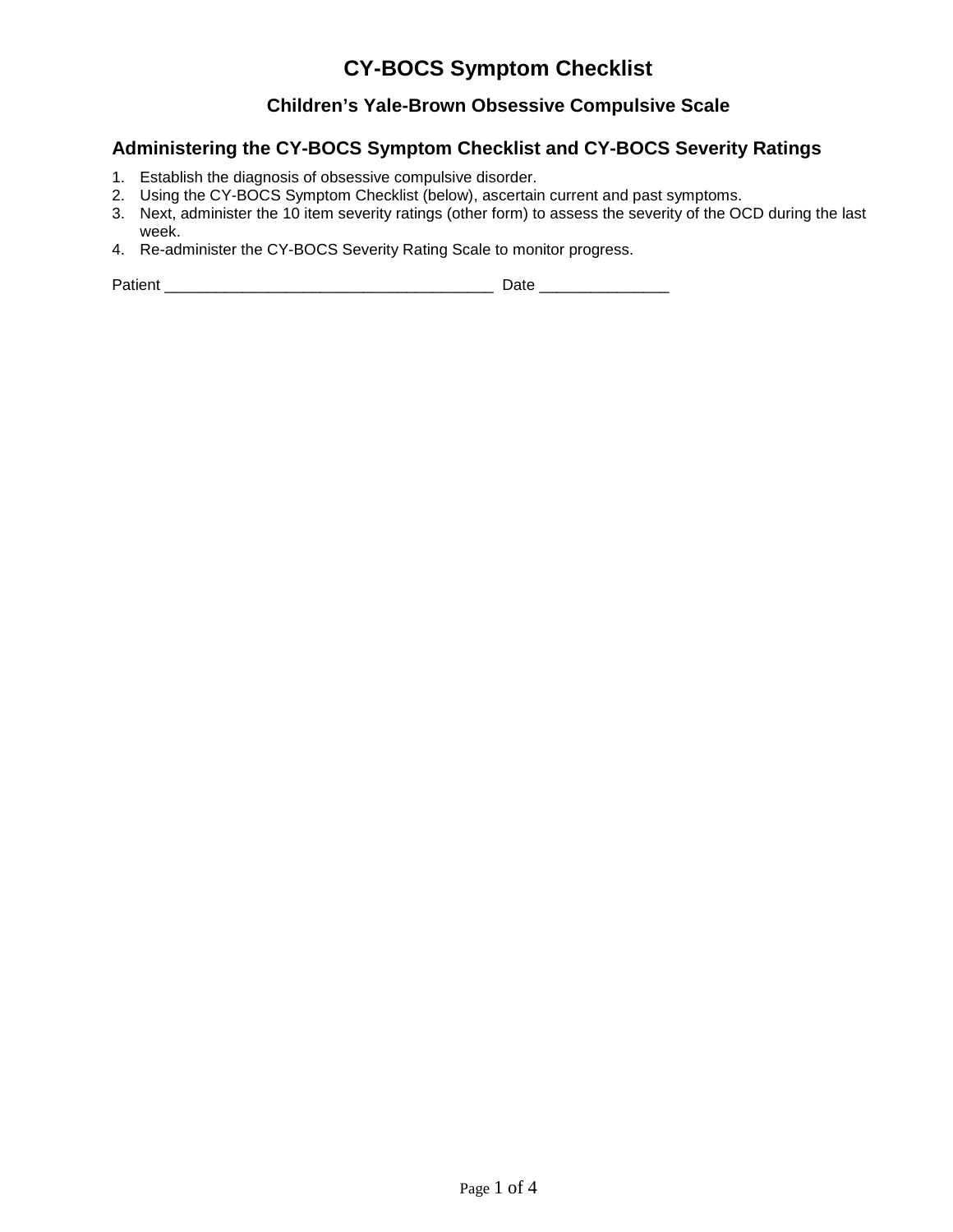# CY-BOCS Symptom Checklist

## Children's Yale-Brown Obsessive Compulsive Scale

### Administering the CY-BOCS Symptom Checklist and CY-BOCS Severity Ratings

1. Establish the diagnosis of obsessive compulsive disorder.
2. Using the CY-BOCS Symptom Checklist (below), ascertain current and past symptoms.
3. Next, administer the 10 item severity ratings (other form) to assess the severity of the OCD during the last week.
4. Re-administer the CY-BOCS Severity Rating Scale to monitor progress.

Patient ______________________________________ Date _______________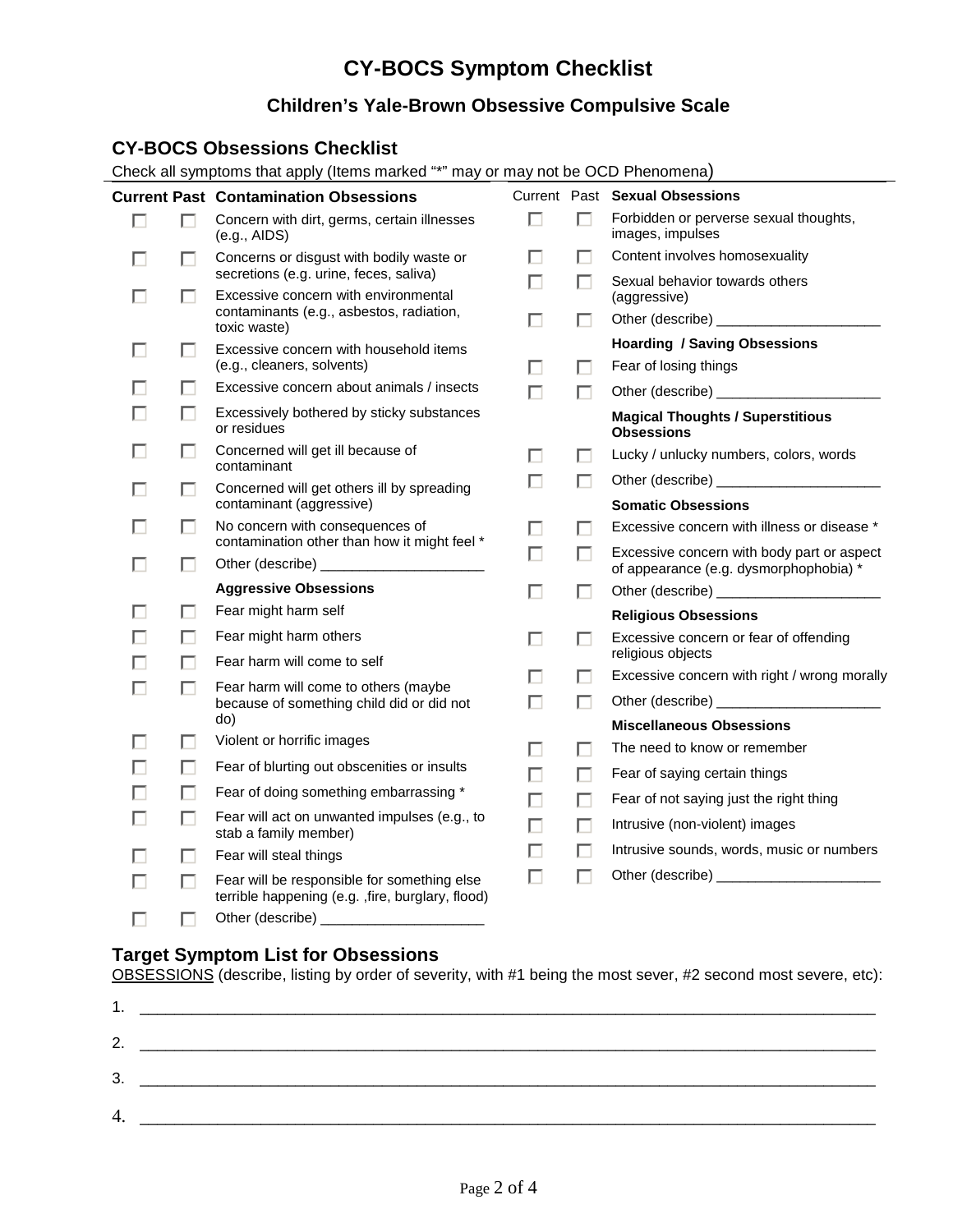# CY-BOCS Symptom Checklist

## Children's Yale-Brown Obsessive Compulsive Scale

### CY-BOCS Obsessions Checklist

Check all symptoms that apply (Items marked "*" may or may not be OCD Phenomena)

| Current | Past | Contamination Obsessions |
|---|---|---|
| ☐ | ☐ | Concern with dirt, germs, certain illnesses (e.g., AIDS) |
| ☐ | ☐ | Concerns or disgust with bodily waste or secretions (e.g. urine, feces, saliva) |
| ☐ | ☐ | Excessive concern with environmental contaminants (e.g., asbestos, radiation, toxic waste) |
| ☐ | ☐ | Excessive concern with household items (e.g., cleaners, solvents) |
| ☐ | ☐ | Excessive concern about animals / insects |
| ☐ | ☐ | Excessively bothered by sticky substances or residues |
| ☐ | ☐ | Concerned will get ill because of contaminant |
| ☐ | ☐ | Concerned will get others ill by spreading contaminant (aggressive) |
| ☐ | ☐ | No concern with consequences of contamination other than how it might feel * |
| ☐ | ☐ | Other (describe) ____________________ |
| | | **Aggressive Obsessions** |
| ☐ | ☐ | Fear might harm self |
| ☐ | ☐ | Fear might harm others |
| ☐ | ☐ | Fear harm will come to self |
| ☐ | ☐ | Fear harm will come to others (maybe because of something child did or did not do) |
| ☐ | ☐ | Violent or horrific images |
| ☐ | ☐ | Fear of blurting out obscenities or insults |
| ☐ | ☐ | Fear of doing something embarrassing * |
| ☐ | ☐ | Fear will act on unwanted impulses (e.g., to stab a family member) |
| ☐ | ☐ | Fear will steal things |
| ☐ | ☐ | Fear will be responsible for something else terrible happening (e.g. ,fire, burglary, flood) |
| ☐ | ☐ | Other (describe) ____________________ |

| Current | Past | Sexual Obsessions |
|---|---|---|
| ☐ | ☐ | Forbidden or perverse sexual thoughts, images, impulses |
| ☐ | ☐ | Content involves homosexuality |
| ☐ | ☐ | Sexual behavior towards others (aggressive) |
| ☐ | ☐ | Other (describe) ____________________ |
| | | **Hoarding / Saving Obsessions** |
| ☐ | ☐ | Fear of losing things |
| ☐ | ☐ | Other (describe) ____________________ |
| | | **Magical Thoughts / Superstitious Obsessions** |
| ☐ | ☐ | Lucky / unlucky numbers, colors, words |
| ☐ | ☐ | Other (describe) ____________________ |
| | | **Somatic Obsessions** |
| ☐ | ☐ | Excessive concern with illness or disease * |
| ☐ | ☐ | Excessive concern with body part or aspect of appearance (e.g. dysmorphophobia) * |
| ☐ | ☐ | Other (describe) ____________________ |
| | | **Religious Obsessions** |
| ☐ | ☐ | Excessive concern or fear of offending religious objects |
| ☐ | ☐ | Excessive concern with right / wrong morally |
| ☐ | ☐ | Other (describe) ____________________ |
| | | **Miscellaneous Obsessions** |
| ☐ | ☐ | The need to know or remember |
| ☐ | ☐ | Fear of saying certain things |
| ☐ | ☐ | Fear of not saying just the right thing |
| ☐ | ☐ | Intrusive (non-violent) images |
| ☐ | ☐ | Intrusive sounds, words, music or numbers |
| ☐ | ☐ | Other (describe) ____________________ |

### Target Symptom List for Obsessions

OBSESSIONS (describe, listing by order of severity, with #1 being the most sever, #2 second most severe, etc):

1. ______________________________________________________________________________
2. ______________________________________________________________________________
3. ______________________________________________________________________________
4. ______________________________________________________________________________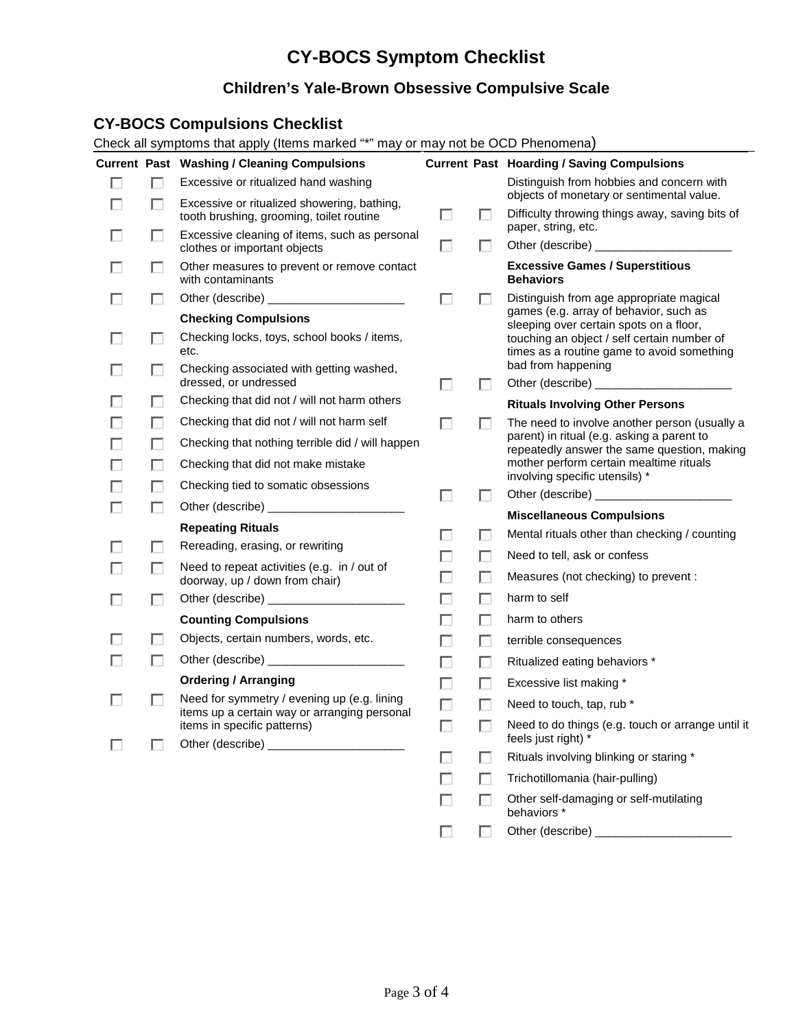# CY-BOCS Symptom Checklist

## Children's Yale-Brown Obsessive Compulsive Scale

### CY-BOCS Compulsions Checklist

Check all symptoms that apply (Items marked "*" may or may not be OCD Phenomena)

| Current | Past | Washing / Cleaning Compulsions |
|---|---|---|
| ☐ | ☐ | Excessive or ritualized hand washing |
| ☐ | ☐ | Excessive or ritualized showering, bathing, tooth brushing, grooming, toilet routine |
| ☐ | ☐ | Excessive cleaning of items, such as personal clothes or important objects |
| ☐ | ☐ | Other measures to prevent or remove contact with contaminants |
| ☐ | ☐ | Other (describe) ____________________ |
| | | **Checking Compulsions** |
| ☐ | ☐ | Checking locks, toys, school books / items, etc. |
| ☐ | ☐ | Checking associated with getting washed, dressed, or undressed |
| ☐ | ☐ | Checking that did not / will not harm others |
| ☐ | ☐ | Checking that did not / will not harm self |
| ☐ | ☐ | Checking that nothing terrible did / will happen |
| ☐ | ☐ | Checking that did not make mistake |
| ☐ | ☐ | Checking tied to somatic obsessions |
| ☐ | ☐ | Other (describe) ____________________ |
| | | **Repeating Rituals** |
| ☐ | ☐ | Rereading, erasing, or rewriting |
| ☐ | ☐ | Need to repeat activities (e.g. in / out of doorway, up / down from chair) |
| ☐ | ☐ | Other (describe) ____________________ |
| | | **Counting Compulsions** |
| ☐ | ☐ | Objects, certain numbers, words, etc. |
| ☐ | ☐ | Other (describe) ____________________ |
| | | **Ordering / Arranging** |
| ☐ | ☐ | Need for symmetry / evening up (e.g. lining items up a certain way or arranging personal items in specific patterns) |
| ☐ | ☐ | Other (describe) ____________________ |

| Current | Past | Hoarding / Saving Compulsions |
|---|---|---|
| | | Distinguish from hobbies and concern with objects of monetary or sentimental value. |
| ☐ | ☐ | Difficulty throwing things away, saving bits of paper, string, etc. |
| ☐ | ☐ | Other (describe) ____________________ |
| | | **Excessive Games / Superstitious Behaviors** |
| ☐ | ☐ | Distinguish from age appropriate magical games (e.g. array of behavior, such as sleeping over certain spots on a floor, touching an object / self certain number of times as a routine game to avoid something bad from happening |
| ☐ | ☐ | Other (describe) ____________________ |
| | | **Rituals Involving Other Persons** |
| ☐ | ☐ | The need to involve another person (usually a parent) in ritual (e.g. asking a parent to repeatedly answer the same question, making mother perform certain mealtime rituals involving specific utensils) * |
| ☐ | ☐ | Other (describe) ____________________ |
| | | **Miscellaneous Compulsions** |
| ☐ | ☐ | Mental rituals other than checking / counting |
| ☐ | ☐ | Need to tell, ask or confess |
| ☐ | ☐ | Measures (not checking) to prevent : |
| ☐ | ☐ | harm to self |
| ☐ | ☐ | harm to others |
| ☐ | ☐ | terrible consequences |
| ☐ | ☐ | Ritualized eating behaviors * |
| ☐ | ☐ | Excessive list making * |
| ☐ | ☐ | Need to touch, tap, rub * |
| ☐ | ☐ | Need to do things (e.g. touch or arrange until it feels just right) * |
| ☐ | ☐ | Rituals involving blinking or staring * |
| ☐ | ☐ | Trichotillomania (hair-pulling) |
| ☐ | ☐ | Other self-damaging or self-mutilating behaviors * |
| ☐ | ☐ | Other (describe) ____________________ |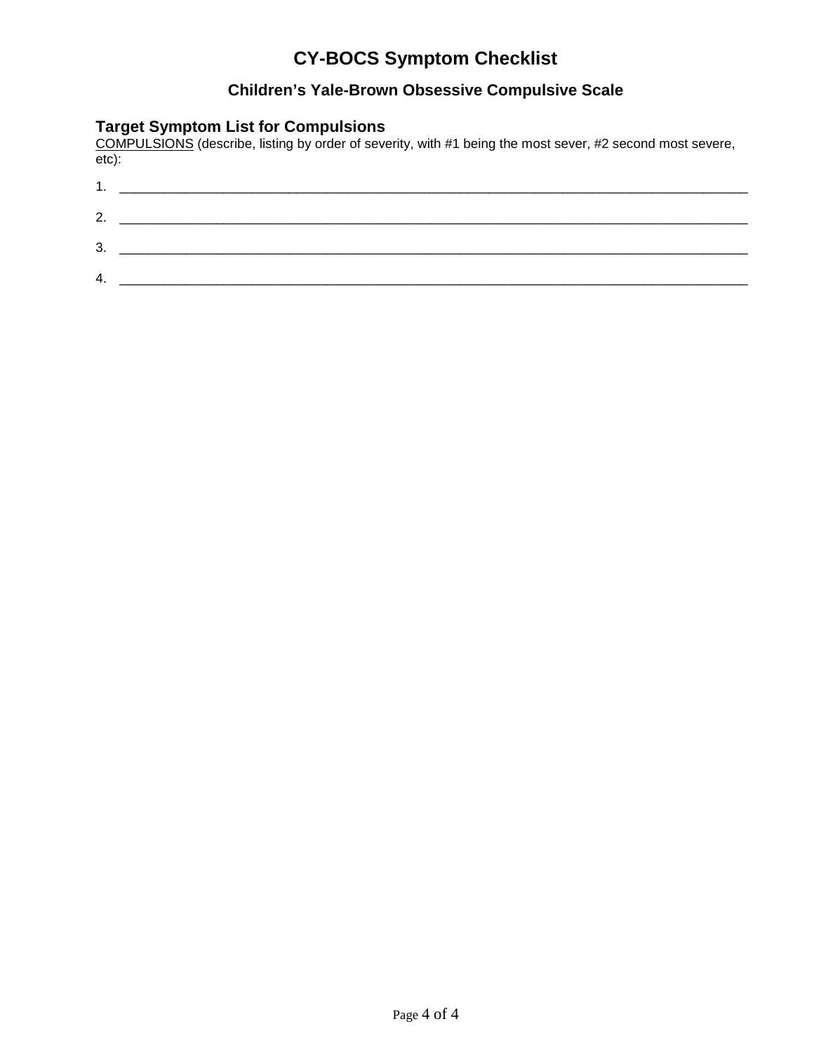# CY-BOCS Symptom Checklist

## Children's Yale-Brown Obsessive Compulsive Scale

### Target Symptom List for Compulsions

COMPULSIONS (describe, listing by order of severity, with #1 being the most sever, #2 second most severe, etc):

1. ______________________________________________________________________________

2. ______________________________________________________________________________

3. ______________________________________________________________________________

4. ______________________________________________________________________________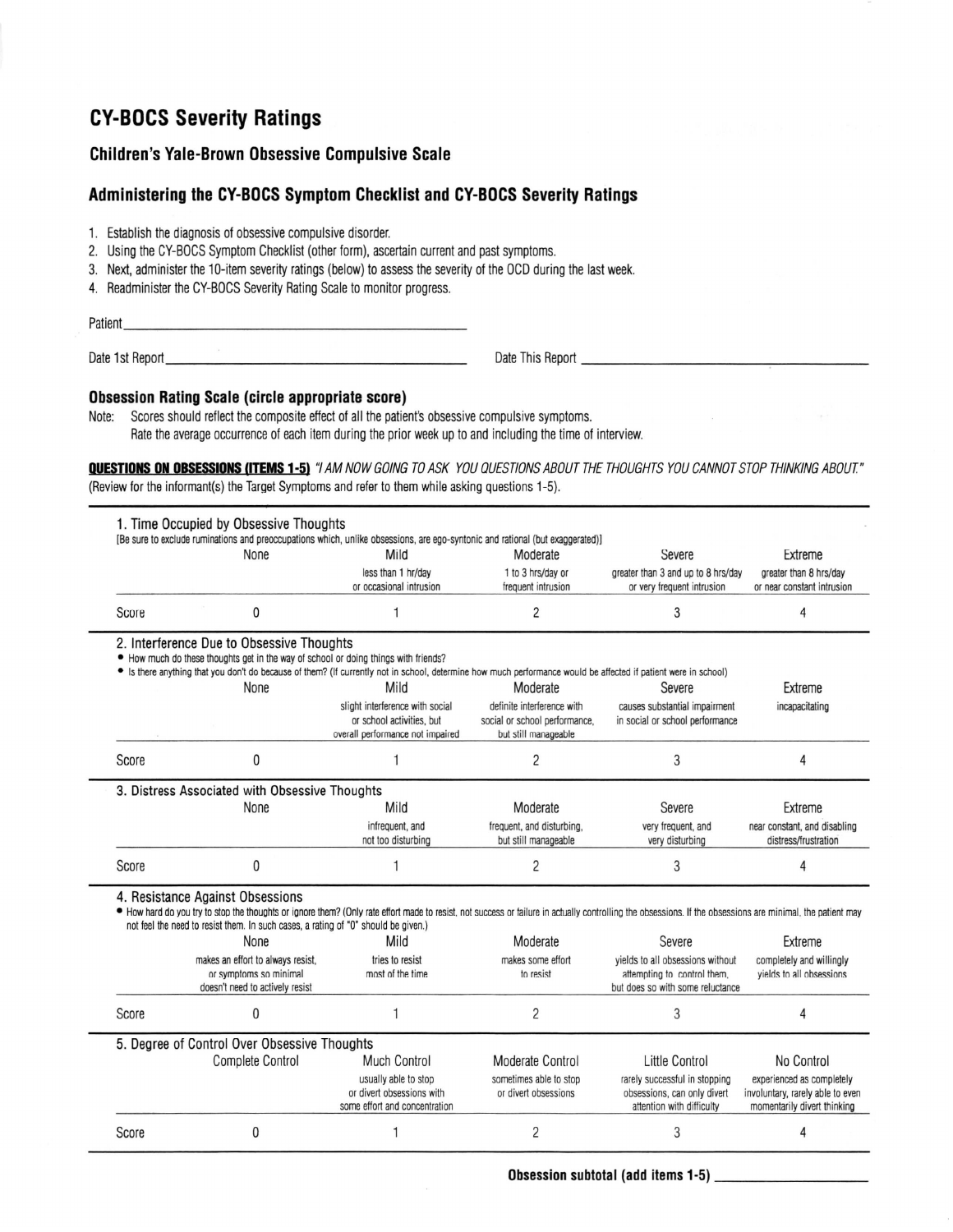# CY-BOCS Severity Ratings

## Children's Yale-Brown Obsessive Compulsive Scale

### Administering the CY-BOCS Symptom Checklist and CY-BOCS Severity Ratings

1. Establish the diagnosis of obsessive compulsive disorder.
2. Using the CY-BOCS Symptom Checklist (other form), ascertain current and past symptoms.
3. Next, administer the 10-item severity ratings (below) to assess the severity of the OCD during the last week.
4. Readminister the CY-BOCS Severity Rating Scale to monitor progress.

Patient \_\_\_\_\_\_\_\_\_\_\_\_\_\_\_\_\_\_\_\_\_\_\_\_\_\_\_\_\_\_\_\_\_\_\_\_\_\_\_\_

Date 1st Report \_\_\_\_\_\_\_\_\_\_\_\_\_\_\_\_\_\_\_\_\_\_\_\_\_\_\_\_\_\_ Date This Report \_\_\_\_\_\_\_\_\_\_\_\_\_\_\_\_\_\_\_\_\_\_\_\_\_\_\_\_\_\_

### Obsession Rating Scale (circle appropriate score)

Note: Scores should reflect the composite effect of all the patient's obsessive compulsive symptoms.
Rate the average occurrence of each item during the prior week up to and including the time of interview.

**QUESTIONS ON OBSESSIONS (ITEMS 1-5)** *"I AM NOW GOING TO ASK YOU QUESTIONS ABOUT THE THOUGHTS YOU CANNOT STOP THINKING ABOUT."* (Review for the informant(s) the Target Symptoms and refer to them while asking questions 1-5).

**1. Time Occupied by Obsessive Thoughts**
[Be sure to exclude ruminations and preoccupations which, unlike obsessions, are ego-syntonic and rational (but exaggerated)]

| | None | Mild | Moderate | Severe | Extreme |
|---|---|---|---|---|---|
| | | less than 1 hr/day or occasional intrusion | 1 to 3 hrs/day or frequent intrusion | greater than 3 and up to 8 hrs/day or very frequent intrusion | greater than 8 hrs/day or near constant intrusion |
| Score | 0 | 1 | 2 | 3 | 4 |

**2. Interference Due to Obsessive Thoughts**

- How much do these thoughts get in the way of school or doing things with friends?
- Is there anything that you don't do because of them? (If currently not in school, determine how much performance would be affected if patient were in school)

| | None | Mild | Moderate | Severe | Extreme |
|---|---|---|---|---|---|
| | | slight interference with social or school activities, but overall performance not impaired | definite interference with social or school performance, but still manageable | causes substantial impairment in social or school performance | incapacitating |
| Score | 0 | 1 | 2 | 3 | 4 |

**3. Distress Associated with Obsessive Thoughts**

| | None | Mild | Moderate | Severe | Extreme |
|---|---|---|---|---|---|
| | | infrequent, and not too disturbing | frequent, and disturbing, but still manageable | very frequent, and very disturbing | near constant, and disabling distress/frustration |
| Score | 0 | 1 | 2 | 3 | 4 |

**4. Resistance Against Obsessions**

- How hard do you try to stop the thoughts or ignore them? (Only rate effort made to resist, not success or failure in actually controlling the obsessions. If the obsessions are minimal, the patient may not feel the need to resist them. In such cases, a rating of "0" should be given.)

| | None | Mild | Moderate | Severe | Extreme |
|---|---|---|---|---|---|
| | makes an effort to always resist, or symptoms so minimal doesn't need to actively resist | tries to resist most of the time | makes some effort to resist | yields to all obsessions without attempting to control them, but does so with some reluctance | completely and willingly yields to all obsessions |
| Score | 0 | 1 | 2 | 3 | 4 |

**5. Degree of Control Over Obsessive Thoughts**

| | Complete Control | Much Control | Moderate Control | Little Control | No Control |
|---|---|---|---|---|---|
| | | usually able to stop or divert obsessions with some effort and concentration | sometimes able to stop or divert obsessions | rarely successful in stopping obsessions, can only divert attention with difficulty | experienced as completely involuntary, rarely able to even momentarily divert thinking |
| Score | 0 | 1 | 2 | 3 | 4 |

**Obsession subtotal (add items 1-5)** \_\_\_\_\_\_\_\_\_\_\_\_\_\_\_\_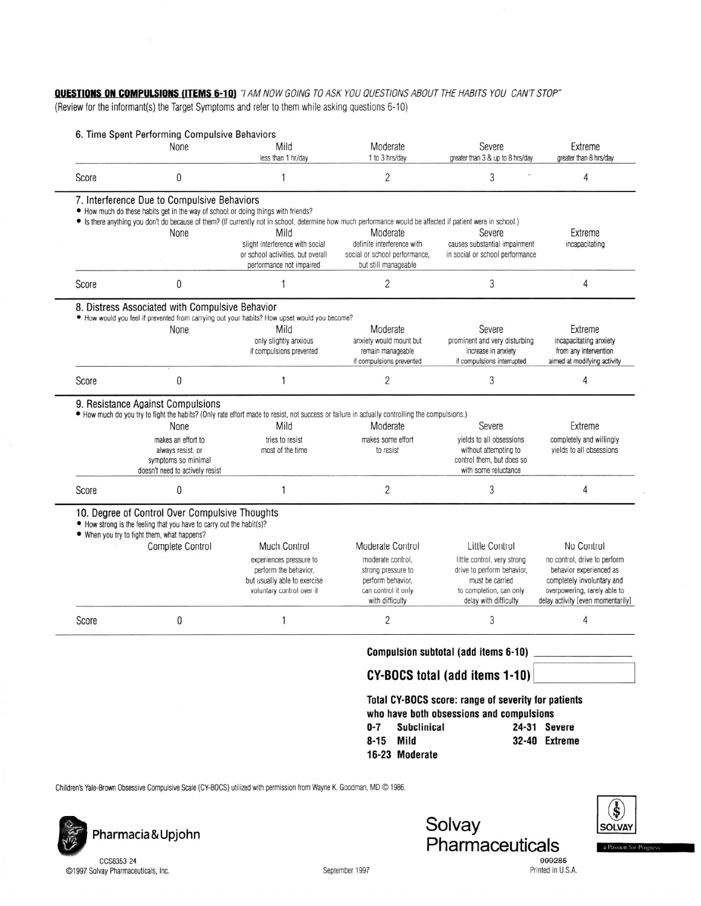**QUESTIONS ON COMPULSIONS (ITEMS 6-10)** *"I AM NOW GOING TO ASK YOU QUESTIONS ABOUT THE HABITS YOU CAN'T STOP"*

(Review for the informant(s) the Target Symptoms and refer to them while asking questions 6-10)

### 6. Time Spent Performing Compulsive Behaviors

| | None | Mild<br>less than 1 hr/day | Moderate<br>1 to 3 hrs/day | Severe<br>greater than 3 & up to 8 hrs/day | Extreme<br>greater than 8 hrs/day |
|---|---|---|---|---|---|
| Score | 0 | 1 | 2 | 3 | 4 |

### 7. Interference Due to Compulsive Behaviors

- How much do these habits get in the way of school or doing things with friends?
- Is there anything you don't do because of them? (If currently not in school, determine how much performance would be affected if patient were in school.)

| | None | Mild<br>slight interference with social or school activities, but overall performance not impaired | Moderate<br>definite interference with social or school performance, but still manageable | Severe<br>causes substantial impairment in social or school performance | Extreme<br>incapacitating |
|---|---|---|---|---|---|
| Score | 0 | 1 | 2 | 3 | 4 |

### 8. Distress Associated with Compulsive Behavior

- How would you feel if prevented from carrying out your habits? How upset would you become?

| | None | Mild<br>only slightly anxious if compulsions prevented | Moderate<br>anxiety would mount but remain manageable if compulsions prevented | Severe<br>prominent and very disturbing increase in anxiety if compulsions interrupted | Extreme<br>incapacitating anxiety from any intervention aimed at modifying activity |
|---|---|---|---|---|---|
| Score | 0 | 1 | 2 | 3 | 4 |

### 9. Resistance Against Compulsions

- How much do you try to fight the habits? (Only rate effort made to resist, not success or failure in actually controlling the compulsions.)

| | None<br>makes an effort to always resist, or symptoms so minimal doesn't need to actively resist | Mild<br>tries to resist most of the time | Moderate<br>makes some effort to resist | Severe<br>yields to all obsessions without attempting to control them, but does so with some reluctance | Extreme<br>completely and willingly yields to all obsessions |
|---|---|---|---|---|---|
| Score | 0 | 1 | 2 | 3 | 4 |

### 10. Degree of Control Over Compulsive Thoughts

- How strong is the feeling that you have to carry out the habit(s)?
- When you try to fight them, what happens?

| | Complete Control | Much Control<br>experiences pressure to perform the behavior, but usually able to exercise voluntary control over it | Moderate Control<br>moderate control, strong pressure to perform behavior, can control it only with difficulty | Little Control<br>little control, very strong drive to perform behavior, must be carried to completion, can only delay with difficulty | No Control<br>no control, drive to perform behavior experienced as completely involuntary and overpowering, rarely able to delay activity [even momentarily] |
|---|---|---|---|---|---|
| Score | 0 | 1 | 2 | 3 | 4 |

**Compulsion subtotal (add items 6-10)** ____________

**CY-BOCS total (add items 1-10)** ____________

**Total CY-BOCS score: range of severity for patients who have both obsessions and compulsions**

**0-7 Subclinical**
**8-15 Mild**
**16-23 Moderate**
**24-31 Severe**
**32-40 Extreme**

Children's Yale-Brown Obsessive Compulsive Scale (CY-BOCS) utilized with permission from Wayne K. Goodman, MD © 1986.

Pharmacia & Upjohn

CCS8353-24
©1997 Solvay Pharmaceuticals, Inc.

September 1997

Solvay Pharmaceuticals

SOLVAY
a Passion for Progress

999285
Printed in U.S.A.